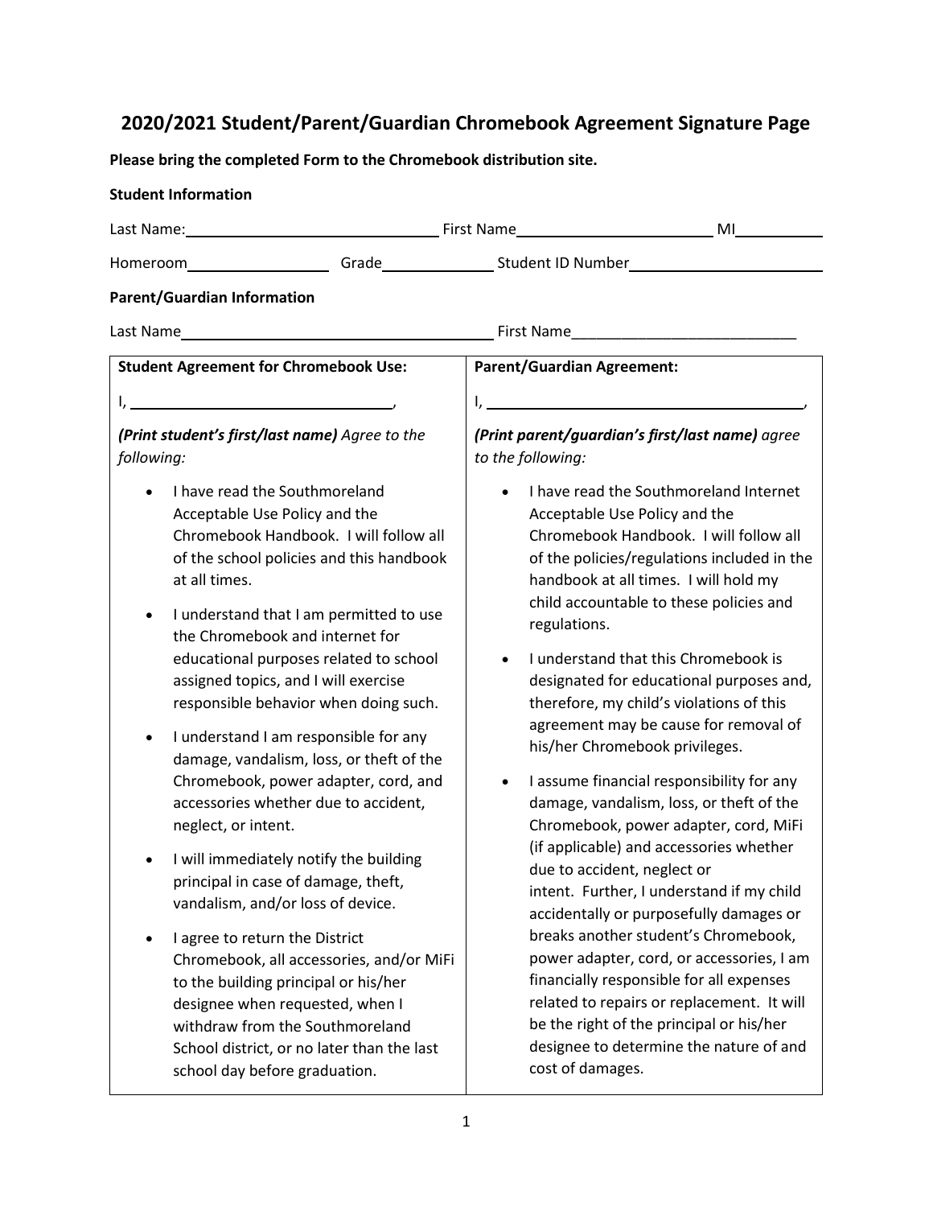# 2020/2021 Student/Parent/Guardian Chromebook Agreement Signature Page

**Please bring the completed Form to the Chromebook distribution site.**

**Student Information**

Last Name:\_\_\_\_\_\_\_\_\_\_\_\_\_\_\_\_\_\_\_\_\_\_\_\_\_\_\_\_\_\_ First Name\_\_\_\_\_\_\_\_\_\_\_\_\_\_\_\_\_\_\_\_\_\_\_\_ MI\_\_\_\_\_\_\_\_\_\_

Homeroom\_\_\_\_\_\_\_\_\_\_\_\_\_\_\_\_\_ Grade\_\_\_\_\_\_\_\_\_\_\_\_\_\_ Student ID Number\_\_\_\_\_\_\_\_\_\_\_\_\_\_\_\_\_\_\_\_\_\_\_\_

**Parent/Guardian Information**

Last Name\_\_\_\_\_\_\_\_\_\_\_\_\_\_\_\_\_\_\_\_\_\_\_\_\_\_\_\_\_\_\_\_\_\_\_\_\_\_\_\_ First Name\_\_\_\_\_\_\_\_\_\_\_\_\_\_\_\_\_\_\_\_\_\_\_\_\_\_\_\_

**Student Agreement for Chromebook Use:**

I, \_\_\_\_\_\_\_\_\_\_\_\_\_\_\_\_\_\_\_\_\_\_\_\_\_\_\_\_\_\_\_\_,

***(Print student's first/last name)*** *Agree to the following:*

- I have read the Southmoreland Acceptable Use Policy and the Chromebook Handbook. I will follow all of the school policies and this handbook at all times.
- I understand that I am permitted to use the Chromebook and internet for educational purposes related to school assigned topics, and I will exercise responsible behavior when doing such.
- I understand I am responsible for any damage, vandalism, loss, or theft of the Chromebook, power adapter, cord, and accessories whether due to accident, neglect, or intent.
- I will immediately notify the building principal in case of damage, theft, vandalism, and/or loss of device.
- I agree to return the District Chromebook, all accessories, and/or MiFi to the building principal or his/her designee when requested, when I withdraw from the Southmoreland School district, or no later than the last school day before graduation.

**Parent/Guardian Agreement:**

I, \_\_\_\_\_\_\_\_\_\_\_\_\_\_\_\_\_\_\_\_\_\_\_\_\_\_\_\_\_\_\_\_\_\_\_\_\_\_\_\_,

***(Print parent/guardian's first/last name)*** *agree to the following:*

- I have read the Southmoreland Internet Acceptable Use Policy and the Chromebook Handbook. I will follow all of the policies/regulations included in the handbook at all times. I will hold my child accountable to these policies and regulations.
- I understand that this Chromebook is designated for educational purposes and, therefore, my child's violations of this agreement may be cause for removal of his/her Chromebook privileges.
- I assume financial responsibility for any damage, vandalism, loss, or theft of the Chromebook, power adapter, cord, MiFi (if applicable) and accessories whether due to accident, neglect or intent. Further, I understand if my child accidentally or purposefully damages or breaks another student's Chromebook, power adapter, cord, or accessories, I am financially responsible for all expenses related to repairs or replacement. It will be the right of the principal or his/her designee to determine the nature of and cost of damages.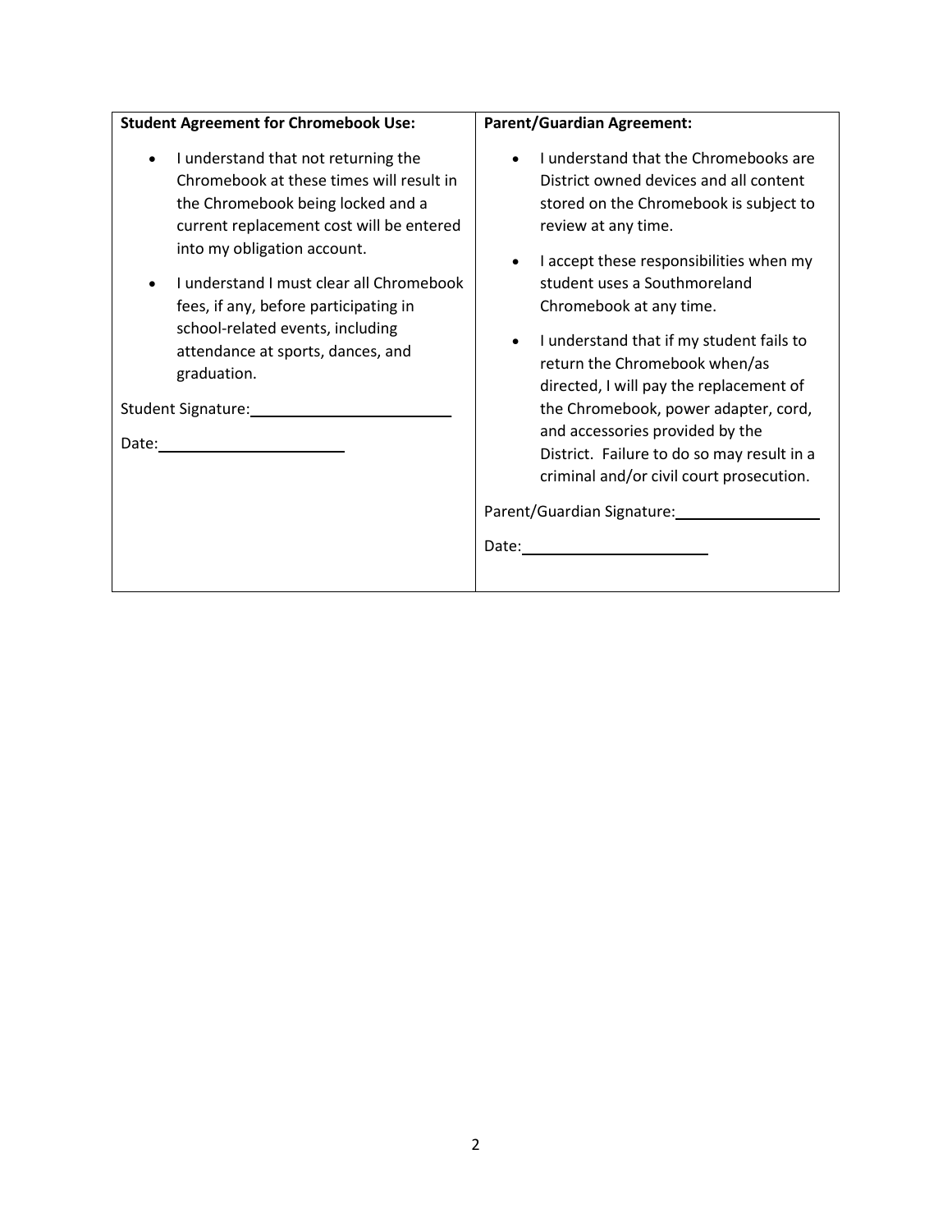| **Student Agreement for Chromebook Use:** | **Parent/Guardian Agreement:** |
|---|---|
| • I understand that not returning the Chromebook at these times will result in the Chromebook being locked and a current replacement cost will be entered into my obligation account.<br><br>• I understand I must clear all Chromebook fees, if any, before participating in school-related events, including attendance at sports, dances, and graduation.<br><br>Student Signature:\_\_\_\_\_\_\_\_\_\_\_\_\_\_\_\_\_\_\_\_\_\_\_\_<br><br>Date:\_\_\_\_\_\_\_\_\_\_\_\_\_\_\_\_\_\_\_\_\_\_ | • I understand that the Chromebooks are District owned devices and all content stored on the Chromebook is subject to review at any time.<br><br>• I accept these responsibilities when my student uses a Southmoreland Chromebook at any time.<br><br>• I understand that if my student fails to return the Chromebook when/as directed, I will pay the replacement of the Chromebook, power adapter, cord, and accessories provided by the District. Failure to do so may result in a criminal and/or civil court prosecution.<br><br>Parent/Guardian Signature:\_\_\_\_\_\_\_\_\_\_\_\_\_\_\_\_\_\_<br><br>Date:\_\_\_\_\_\_\_\_\_\_\_\_\_\_\_\_\_\_\_\_\_\_ |